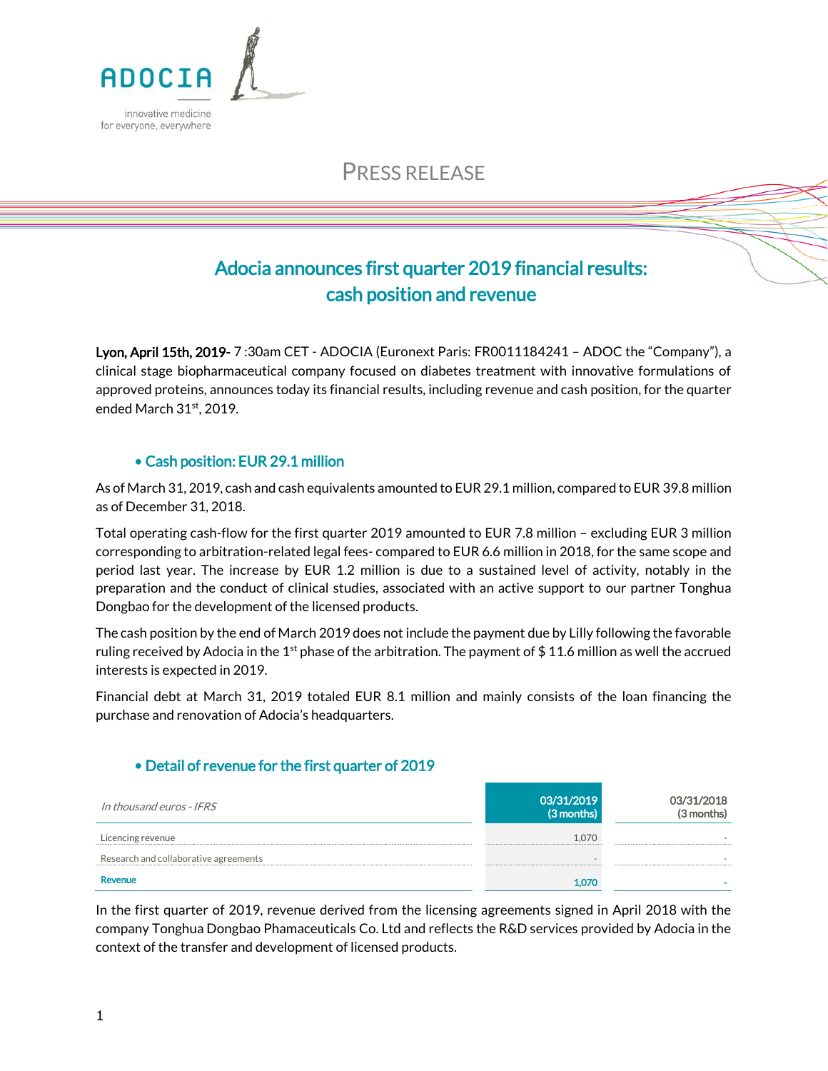ADOCIA

innovative medicine
for everyone, everywhere

PRESS RELEASE

# Adocia announces first quarter 2019 financial results: cash position and revenue

**Lyon, April 15th, 2019**- 7 :30am CET - ADOCIA (Euronext Paris: FR0011184241 – ADOC the "Company"), a clinical stage biopharmaceutical company focused on diabetes treatment with innovative formulations of approved proteins, announces today its financial results, including revenue and cash position, for the quarter ended March 31st, 2019.

## • Cash position: EUR 29.1 million

As of March 31, 2019, cash and cash equivalents amounted to EUR 29.1 million, compared to EUR 39.8 million as of December 31, 2018.

Total operating cash-flow for the first quarter 2019 amounted to EUR 7.8 million – excluding EUR 3 million corresponding to arbitration-related legal fees- compared to EUR 6.6 million in 2018, for the same scope and period last year. The increase by EUR 1.2 million is due to a sustained level of activity, notably in the preparation and the conduct of clinical studies, associated with an active support to our partner Tonghua Dongbao for the development of the licensed products.

The cash position by the end of March 2019 does not include the payment due by Lilly following the favorable ruling received by Adocia in the 1st phase of the arbitration. The payment of $ 11.6 million as well the accrued interests is expected in 2019.

Financial debt at March 31, 2019 totaled EUR 8.1 million and mainly consists of the loan financing the purchase and renovation of Adocia's headquarters.

## • Detail of revenue for the first quarter of 2019

| *In thousand euros - IFRS* | 03/31/2019 (3 months) | 03/31/2018 (3 months) |
|---|---|---|
| Licencing revenue | 1,070 | - |
| Research and collaborative agreements | - | - |
| **Revenue** | **1,070** | **-** |

In the first quarter of 2019, revenue derived from the licensing agreements signed in April 2018 with the company Tonghua Dongbao Phamaceuticals Co. Ltd and reflects the R&D services provided by Adocia in the context of the transfer and development of licensed products.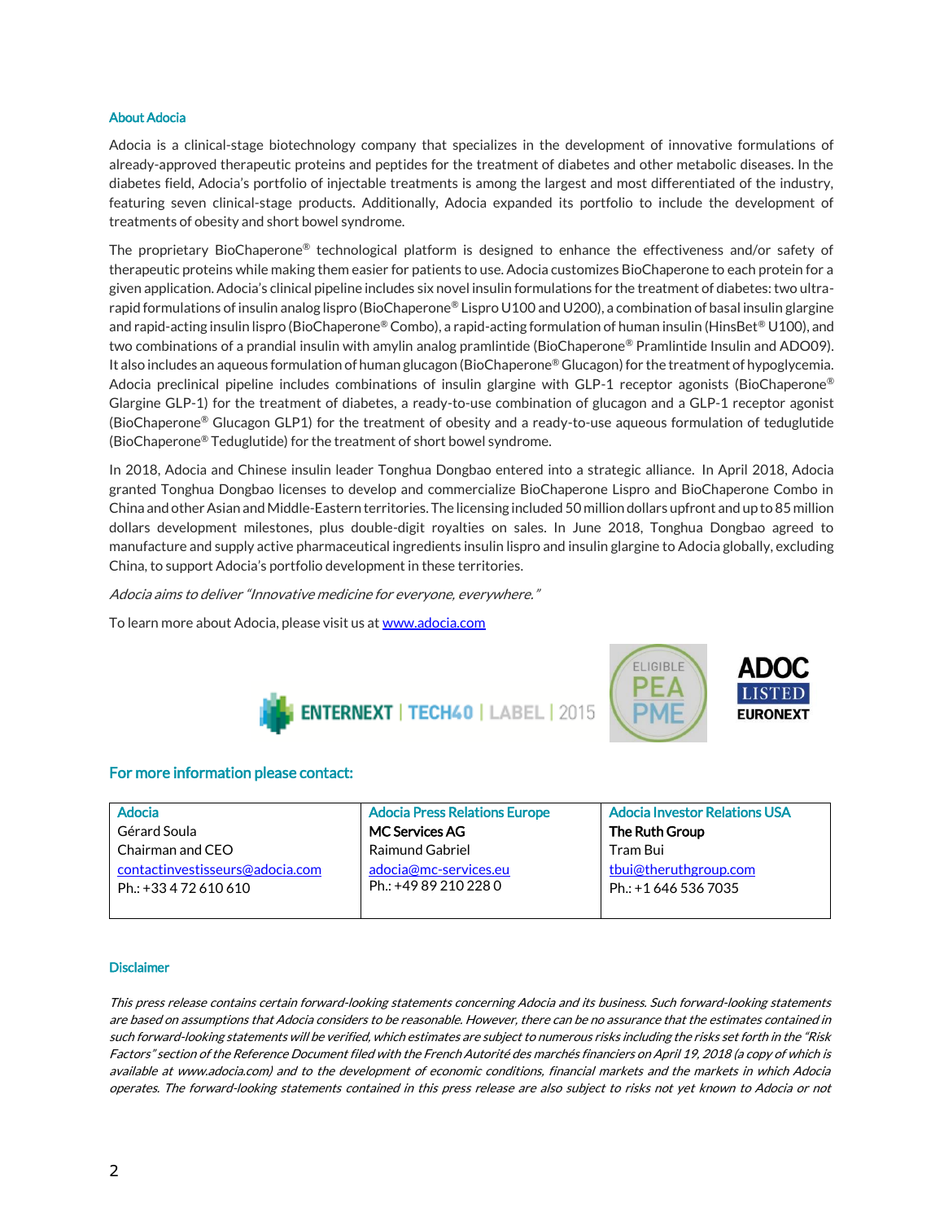### About Adocia

Adocia is a clinical-stage biotechnology company that specializes in the development of innovative formulations of already-approved therapeutic proteins and peptides for the treatment of diabetes and other metabolic diseases. In the diabetes field, Adocia's portfolio of injectable treatments is among the largest and most differentiated of the industry, featuring seven clinical-stage products. Additionally, Adocia expanded its portfolio to include the development of treatments of obesity and short bowel syndrome.

The proprietary BioChaperone® technological platform is designed to enhance the effectiveness and/or safety of therapeutic proteins while making them easier for patients to use. Adocia customizes BioChaperone to each protein for a given application. Adocia's clinical pipeline includes six novel insulin formulations for the treatment of diabetes: two ultra-rapid formulations of insulin analog lispro (BioChaperone® Lispro U100 and U200), a combination of basal insulin glargine and rapid-acting insulin lispro (BioChaperone® Combo), a rapid-acting formulation of human insulin (HinsBet® U100), and two combinations of a prandial insulin with amylin analog pramlintide (BioChaperone® Pramlintide Insulin and ADO09). It also includes an aqueous formulation of human glucagon (BioChaperone® Glucagon) for the treatment of hypoglycemia. Adocia preclinical pipeline includes combinations of insulin glargine with GLP-1 receptor agonists (BioChaperone® Glargine GLP-1) for the treatment of diabetes, a ready-to-use combination of glucagon and a GLP-1 receptor agonist (BioChaperone® Glucagon GLP1) for the treatment of obesity and a ready-to-use aqueous formulation of teduglutide (BioChaperone® Teduglutide) for the treatment of short bowel syndrome.

In 2018, Adocia and Chinese insulin leader Tonghua Dongbao entered into a strategic alliance. In April 2018, Adocia granted Tonghua Dongbao licenses to develop and commercialize BioChaperone Lispro and BioChaperone Combo in China and other Asian and Middle-Eastern territories. The licensing included 50 million dollars upfront and up to 85 million dollars development milestones, plus double-digit royalties on sales. In June 2018, Tonghua Dongbao agreed to manufacture and supply active pharmaceutical ingredients insulin lispro and insulin glargine to Adocia globally, excluding China, to support Adocia's portfolio development in these territories.

*Adocia aims to deliver "Innovative medicine for everyone, everywhere."*

To learn more about Adocia, please visit us at [www.adocia.com](www.adocia.com)

ENTERNEXT | TECH40 | LABEL | 2015 — ELIGIBLE PEA PME — ADOC LISTED EURONEXT

### For more information please contact:

| Adocia | Adocia Press Relations Europe | Adocia Investor Relations USA |
|---|---|---|
| Gérard Soula | **MC Services AG** | **The Ruth Group** |
| Chairman and CEO | Raimund Gabriel | Tram Bui |
| contactinvestisseurs@adocia.com | adocia@mc-services.eu | tbui@theruthgroup.com |
| Ph.: +33 4 72 610 610 | Ph.: +49 89 210 228 0 | Ph.: +1 646 536 7035 |

### Disclaimer

*This press release contains certain forward-looking statements concerning Adocia and its business. Such forward-looking statements are based on assumptions that Adocia considers to be reasonable. However, there can be no assurance that the estimates contained in such forward-looking statements will be verified, which estimates are subject to numerous risks including the risks set forth in the "Risk Factors" section of the Reference Document filed with the French Autorité des marchés financiers on April 19, 2018 (a copy of which is available at www.adocia.com) and to the development of economic conditions, financial markets and the markets in which Adocia operates. The forward-looking statements contained in this press release are also subject to risks not yet known to Adocia or not*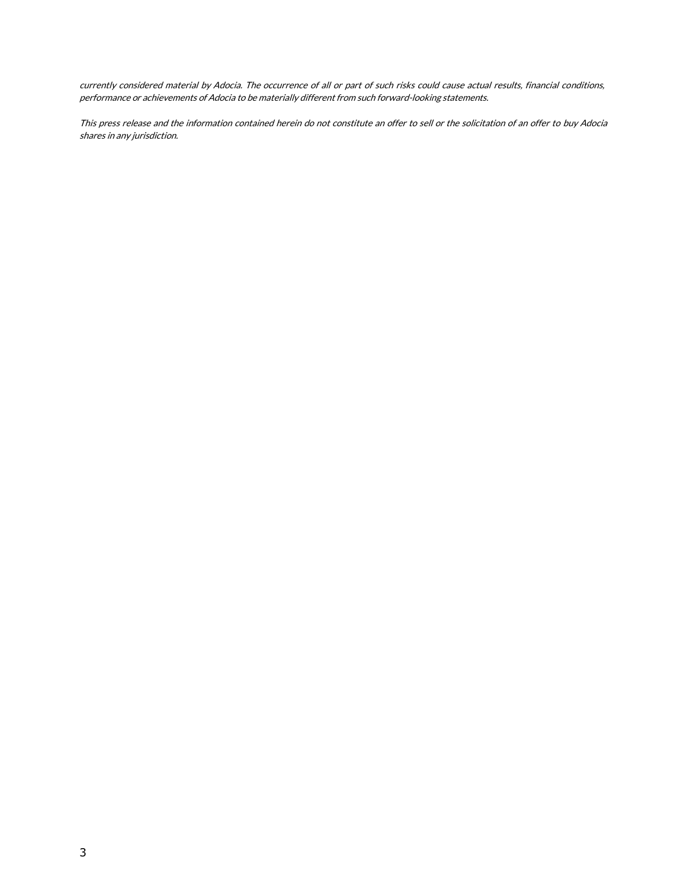*currently considered material by Adocia. The occurrence of all or part of such risks could cause actual results, financial conditions, performance or achievements of Adocia to be materially different from such forward-looking statements.*

*This press release and the information contained herein do not constitute an offer to sell or the solicitation of an offer to buy Adocia shares in any jurisdiction.*